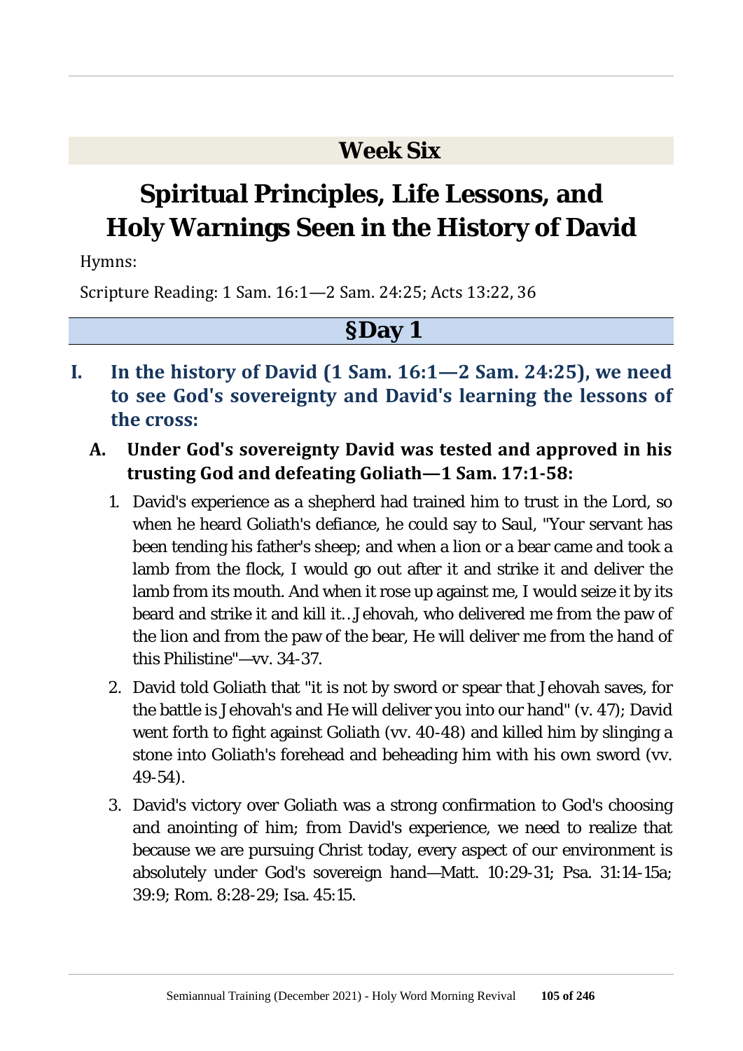## Week Six

# Spiritual Principles, Life Lessons, and Holy Warnings Seen in the History of David

Hymns:

Scripture Reading: 1 Sam. 16:1—2 Sam. 24:25; Acts 13:22, 36

## §Day 1

### I. In the history of David (1 Sam. 16:1—2 Sam. 24:25), we need to see God's sovereignty and David's learning the lessons of the cross:

#### A. Under God's sovereignty David was tested and approved in his trusting God and defeating Goliath—1 Sam. 17:1-58:

1. David's experience as a shepherd had trained him to trust in the Lord, so when he heard Goliath's defiance, he could say to Saul, "Your servant has been tending his father's sheep; and when a lion or a bear came and took a lamb from the flock, I would go out after it and strike it and deliver the lamb from its mouth. And when it rose up against me, I would seize it by its beard and strike it and kill it…Jehovah, who delivered me from the paw of the lion and from the paw of the bear, He will deliver me from the hand of this Philistine"—vv. 34-37.
2. David told Goliath that "it is not by sword or spear that Jehovah saves, for the battle is Jehovah's and He will deliver you into our hand" (v. 47); David went forth to fight against Goliath (vv. 40-48) and killed him by slinging a stone into Goliath's forehead and beheading him with his own sword (vv. 49-54).
3. David's victory over Goliath was a strong confirmation to God's choosing and anointing of him; from David's experience, we need to realize that because we are pursuing Christ today, every aspect of our environment is absolutely under God's sovereign hand—Matt. 10:29-31; Psa. 31:14-15a; 39:9; Rom. 8:28-29; Isa. 45:15.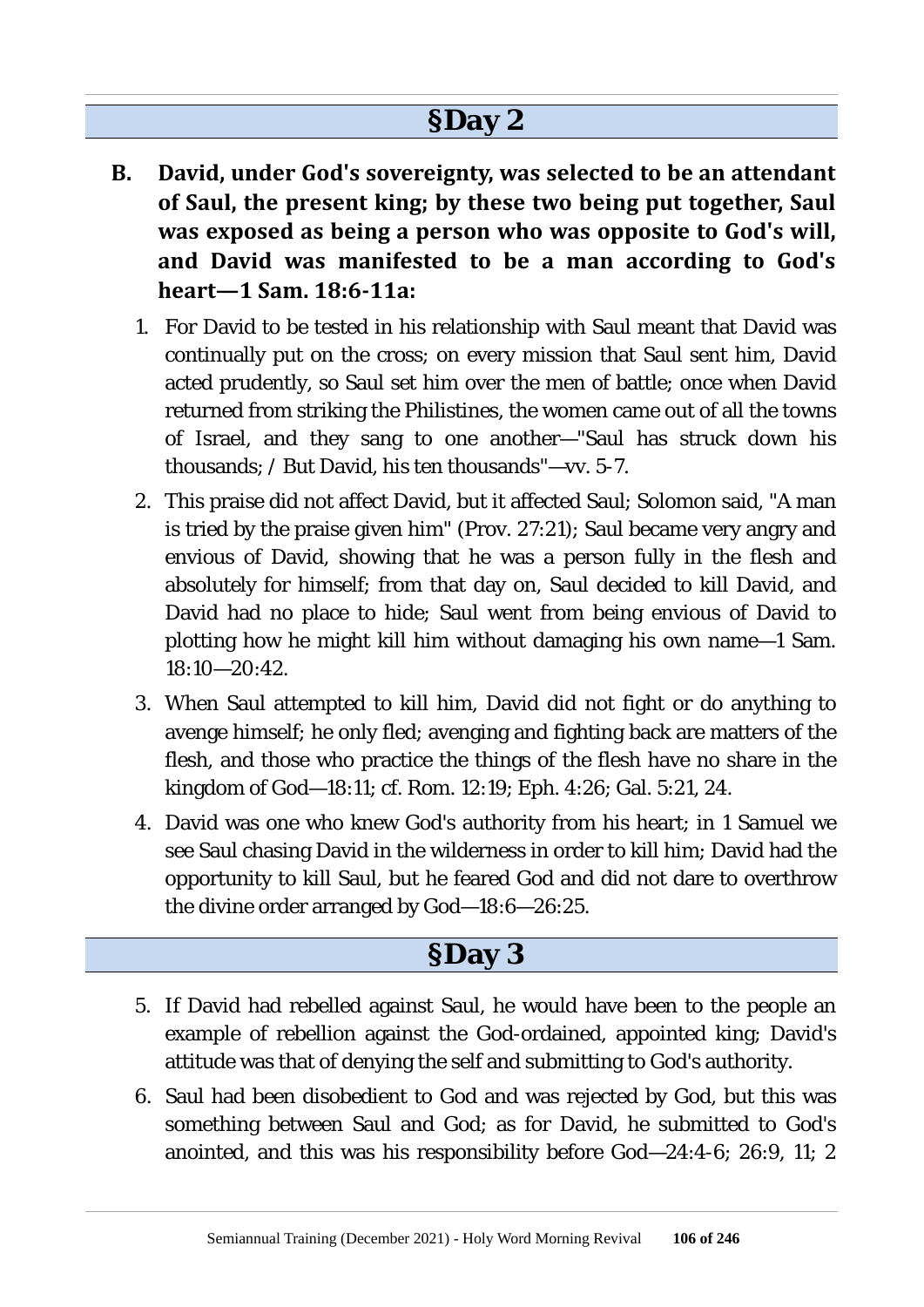## §Day 2

**B. David, under God's sovereignty, was selected to be an attendant of Saul, the present king; by these two being put together, Saul was exposed as being a person who was opposite to God's will, and David was manifested to be a man according to God's heart—1 Sam. 18:6-11a:**

1. For David to be tested in his relationship with Saul meant that David was continually put on the cross; on every mission that Saul sent him, David acted prudently, so Saul set him over the men of battle; once when David returned from striking the Philistines, the women came out of all the towns of Israel, and they sang to one another—"Saul has struck down his thousands; / But David, his ten thousands"—vv. 5-7.
2. This praise did not affect David, but it affected Saul; Solomon said, "A man is tried by the praise given him" (Prov. 27:21); Saul became very angry and envious of David, showing that he was a person fully in the flesh and absolutely for himself; from that day on, Saul decided to kill David, and David had no place to hide; Saul went from being envious of David to plotting how he might kill him without damaging his own name—1 Sam. 18:10—20:42.
3. When Saul attempted to kill him, David did not fight or do anything to avenge himself; he only fled; avenging and fighting back are matters of the flesh, and those who practice the things of the flesh have no share in the kingdom of God—18:11; cf. Rom. 12:19; Eph. 4:26; Gal. 5:21, 24.
4. David was one who knew God's authority from his heart; in 1 Samuel we see Saul chasing David in the wilderness in order to kill him; David had the opportunity to kill Saul, but he feared God and did not dare to overthrow the divine order arranged by God—18:6—26:25.

## §Day 3

5. If David had rebelled against Saul, he would have been to the people an example of rebellion against the God-ordained, appointed king; David's attitude was that of denying the self and submitting to God's authority.
6. Saul had been disobedient to God and was rejected by God, but this was something between Saul and God; as for David, he submitted to God's anointed, and this was his responsibility before God—24:4-6; 26:9, 11; 2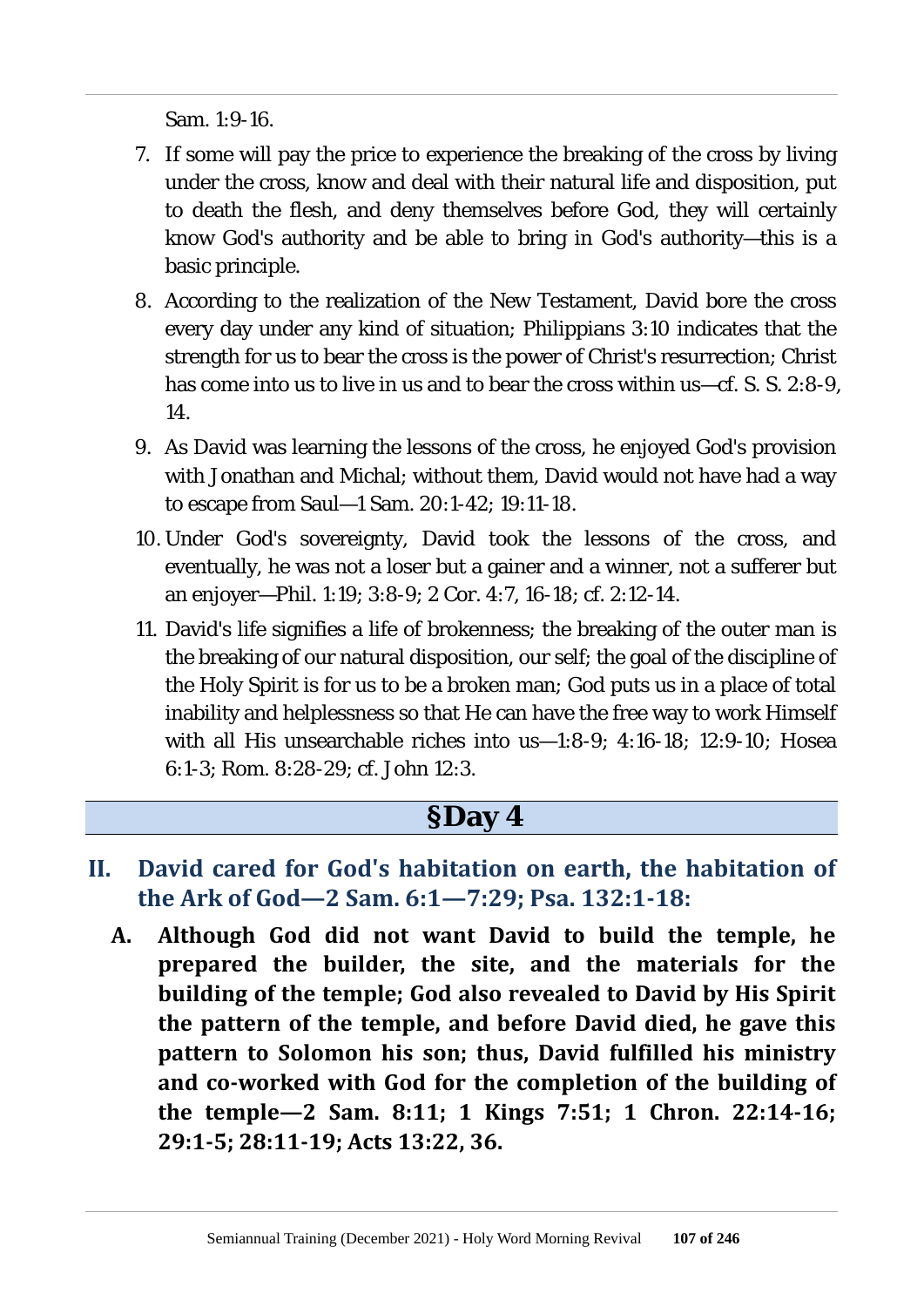Sam. 1:9-16.

7. If some will pay the price to experience the breaking of the cross by living under the cross, know and deal with their natural life and disposition, put to death the flesh, and deny themselves before God, they will certainly know God's authority and be able to bring in God's authority—this is a basic principle.
8. According to the realization of the New Testament, David bore the cross every day under any kind of situation; Philippians 3:10 indicates that the strength for us to bear the cross is the power of Christ's resurrection; Christ has come into us to live in us and to bear the cross within us—cf. S. S. 2:8-9, 14.
9. As David was learning the lessons of the cross, he enjoyed God's provision with Jonathan and Michal; without them, David would not have had a way to escape from Saul—1 Sam. 20:1-42; 19:11-18.
10. Under God's sovereignty, David took the lessons of the cross, and eventually, he was not a loser but a gainer and a winner, not a sufferer but an enjoyer—Phil. 1:19; 3:8-9; 2 Cor. 4:7, 16-18; cf. 2:12-14.
11. David's life signifies a life of brokenness; the breaking of the outer man is the breaking of our natural disposition, our self; the goal of the discipline of the Holy Spirit is for us to be a broken man; God puts us in a place of total inability and helplessness so that He can have the free way to work Himself with all His unsearchable riches into us—1:8-9; 4:16-18; 12:9-10; Hosea 6:1-3; Rom. 8:28-29; cf. John 12:3.

## §Day 4

### II. David cared for God's habitation on earth, the habitation of the Ark of God—2 Sam. 6:1—7:29; Psa. 132:1-18:

**A. Although God did not want David to build the temple, he prepared the builder, the site, and the materials for the building of the temple; God also revealed to David by His Spirit the pattern of the temple, and before David died, he gave this pattern to Solomon his son; thus, David fulfilled his ministry and co-worked with God for the completion of the building of the temple—2 Sam. 8:11; 1 Kings 7:51; 1 Chron. 22:14-16; 29:1-5; 28:11-19; Acts 13:22, 36.**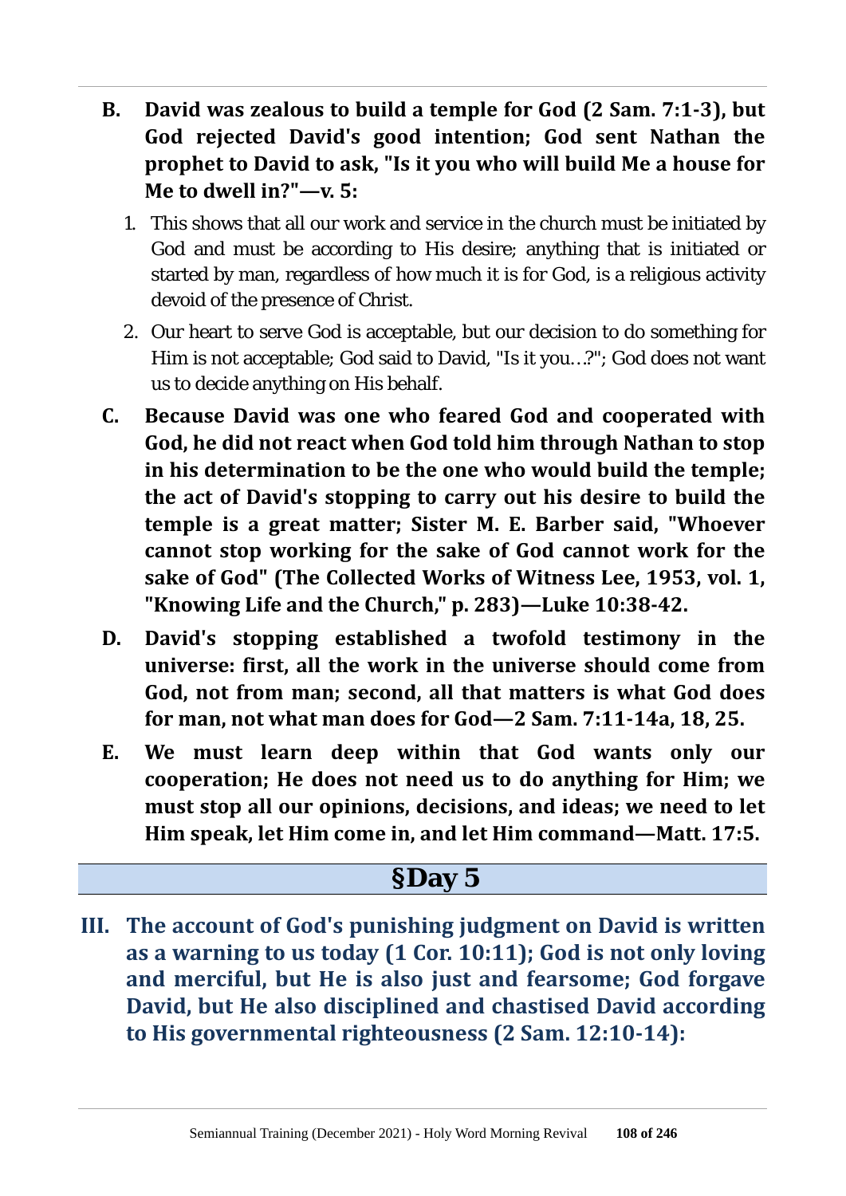B. **David was zealous to build a temple for God (2 Sam. 7:1-3), but God rejected David's good intention; God sent Nathan the prophet to David to ask, "Is it you who will build Me a house for Me to dwell in?"—v. 5:**

1. This shows that all our work and service in the church must be initiated by God and must be according to His desire; anything that is initiated or started by man, regardless of how much it is for God, is a religious activity devoid of the presence of Christ.
2. Our heart to serve God is acceptable, but our decision to do something for Him is not acceptable; God said to David, "Is it you…?"; God does not want us to decide anything on His behalf.

C. **Because David was one who feared God and cooperated with God, he did not react when God told him through Nathan to stop in his determination to be the one who would build the temple; the act of David's stopping to carry out his desire to build the temple is a great matter; Sister M. E. Barber said, "Whoever cannot stop working for the sake of God cannot work for the sake of God" (The Collected Works of Witness Lee, 1953, vol. 1, "Knowing Life and the Church," p. 283)—Luke 10:38-42.**

D. **David's stopping established a twofold testimony in the universe: first, all the work in the universe should come from God, not from man; second, all that matters is what God does for man, not what man does for God—2 Sam. 7:11-14a, 18, 25.**

E. **We must learn deep within that God wants only our cooperation; He does not need us to do anything for Him; we must stop all our opinions, decisions, and ideas; we need to let Him speak, let Him come in, and let Him command—Matt. 17:5.**

## §Day 5

### III. The account of God's punishing judgment on David is written as a warning to us today (1 Cor. 10:11); God is not only loving and merciful, but He is also just and fearsome; God forgave David, but He also disciplined and chastised David according to His governmental righteousness (2 Sam. 12:10-14):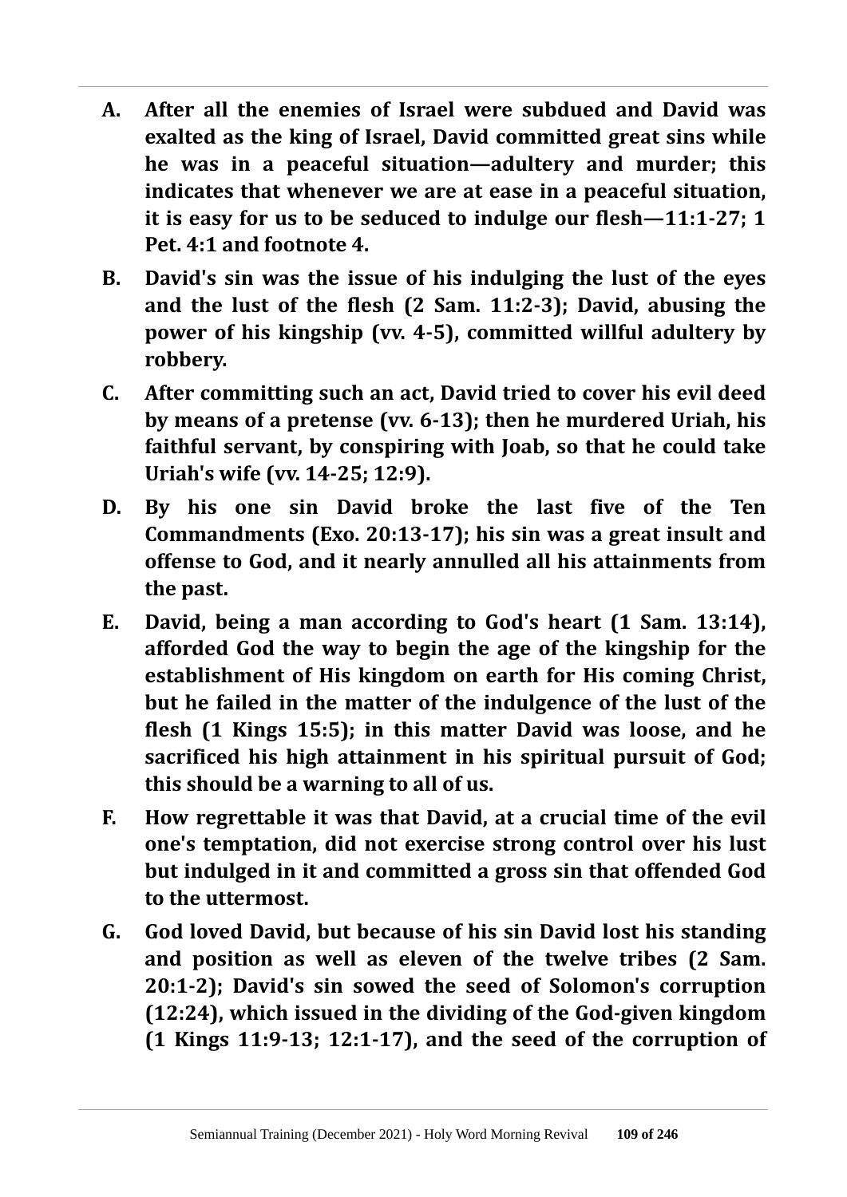- **A. After all the enemies of Israel were subdued and David was exalted as the king of Israel, David committed great sins while he was in a peaceful situation—adultery and murder; this indicates that whenever we are at ease in a peaceful situation, it is easy for us to be seduced to indulge our flesh—11:1-27; 1 Pet. 4:1 and footnote 4.**
- **B. David's sin was the issue of his indulging the lust of the eyes and the lust of the flesh (2 Sam. 11:2-3); David, abusing the power of his kingship (vv. 4-5), committed willful adultery by robbery.**
- **C. After committing such an act, David tried to cover his evil deed by means of a pretense (vv. 6-13); then he murdered Uriah, his faithful servant, by conspiring with Joab, so that he could take Uriah's wife (vv. 14-25; 12:9).**
- **D. By his one sin David broke the last five of the Ten Commandments (Exo. 20:13-17); his sin was a great insult and offense to God, and it nearly annulled all his attainments from the past.**
- **E. David, being a man according to God's heart (1 Sam. 13:14), afforded God the way to begin the age of the kingship for the establishment of His kingdom on earth for His coming Christ, but he failed in the matter of the indulgence of the lust of the flesh (1 Kings 15:5); in this matter David was loose, and he sacrificed his high attainment in his spiritual pursuit of God; this should be a warning to all of us.**
- **F. How regrettable it was that David, at a crucial time of the evil one's temptation, did not exercise strong control over his lust but indulged in it and committed a gross sin that offended God to the uttermost.**
- **G. God loved David, but because of his sin David lost his standing and position as well as eleven of the twelve tribes (2 Sam. 20:1-2); David's sin sowed the seed of Solomon's corruption (12:24), which issued in the dividing of the God-given kingdom (1 Kings 11:9-13; 12:1-17), and the seed of the corruption of**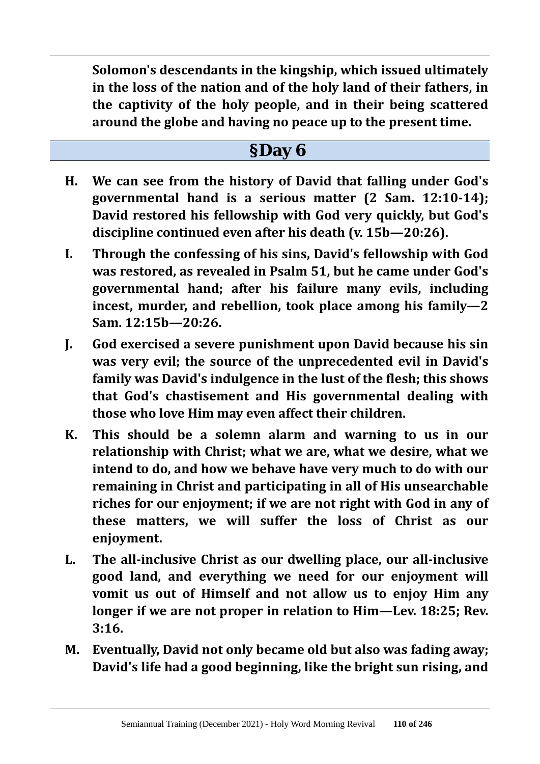**Solomon's descendants in the kingship, which issued ultimately in the loss of the nation and of the holy land of their fathers, in the captivity of the holy people, and in their being scattered around the globe and having no peace up to the present time.**

## §Day 6

**H. We can see from the history of David that falling under God's governmental hand is a serious matter (2 Sam. 12:10-14); David restored his fellowship with God very quickly, but God's discipline continued even after his death (v. 15b—20:26).**

**I. Through the confessing of his sins, David's fellowship with God was restored, as revealed in Psalm 51, but he came under God's governmental hand; after his failure many evils, including incest, murder, and rebellion, took place among his family—2 Sam. 12:15b—20:26.**

**J. God exercised a severe punishment upon David because his sin was very evil; the source of the unprecedented evil in David's family was David's indulgence in the lust of the flesh; this shows that God's chastisement and His governmental dealing with those who love Him may even affect their children.**

**K. This should be a solemn alarm and warning to us in our relationship with Christ; what we are, what we desire, what we intend to do, and how we behave have very much to do with our remaining in Christ and participating in all of His unsearchable riches for our enjoyment; if we are not right with God in any of these matters, we will suffer the loss of Christ as our enjoyment.**

**L. The all-inclusive Christ as our dwelling place, our all-inclusive good land, and everything we need for our enjoyment will vomit us out of Himself and not allow us to enjoy Him any longer if we are not proper in relation to Him—Lev. 18:25; Rev. 3:16.**

**M. Eventually, David not only became old but also was fading away; David's life had a good beginning, like the bright sun rising, and**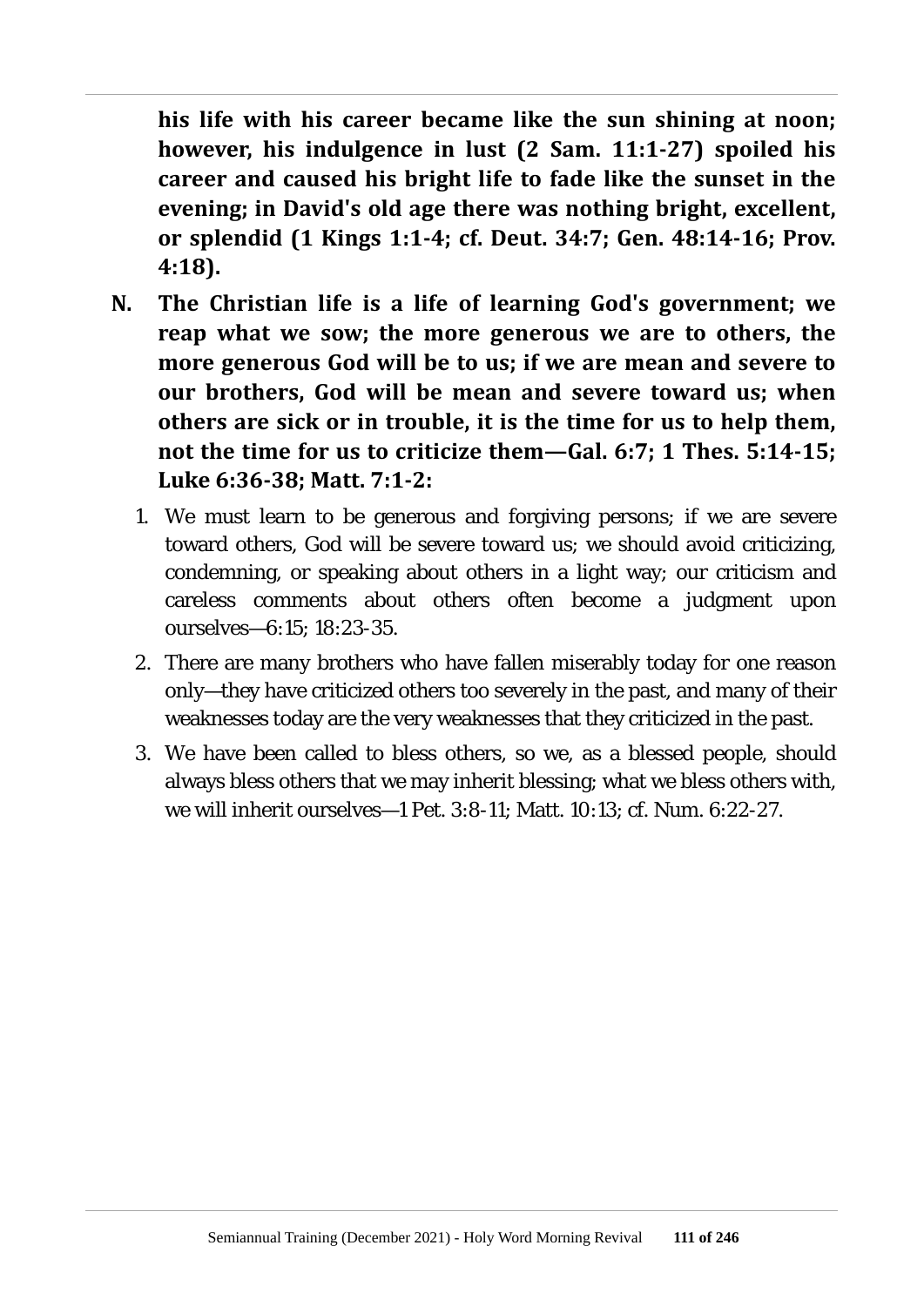**his life with his career became like the sun shining at noon; however, his indulgence in lust (2 Sam. 11:1-27) spoiled his career and caused his bright life to fade like the sunset in the evening; in David's old age there was nothing bright, excellent, or splendid (1 Kings 1:1-4; cf. Deut. 34:7; Gen. 48:14-16; Prov. 4:18).**

**N. The Christian life is a life of learning God's government; we reap what we sow; the more generous we are to others, the more generous God will be to us; if we are mean and severe to our brothers, God will be mean and severe toward us; when others are sick or in trouble, it is the time for us to help them, not the time for us to criticize them—Gal. 6:7; 1 Thes. 5:14-15; Luke 6:36-38; Matt. 7:1-2:**

1. We must learn to be generous and forgiving persons; if we are severe toward others, God will be severe toward us; we should avoid criticizing, condemning, or speaking about others in a light way; our criticism and careless comments about others often become a judgment upon ourselves—6:15; 18:23-35.
2. There are many brothers who have fallen miserably today for one reason only—they have criticized others too severely in the past, and many of their weaknesses today are the very weaknesses that they criticized in the past.
3. We have been called to bless others, so we, as a blessed people, should always bless others that we may inherit blessing; what we bless others with, we will inherit ourselves—1 Pet. 3:8-11; Matt. 10:13; cf. Num. 6:22-27.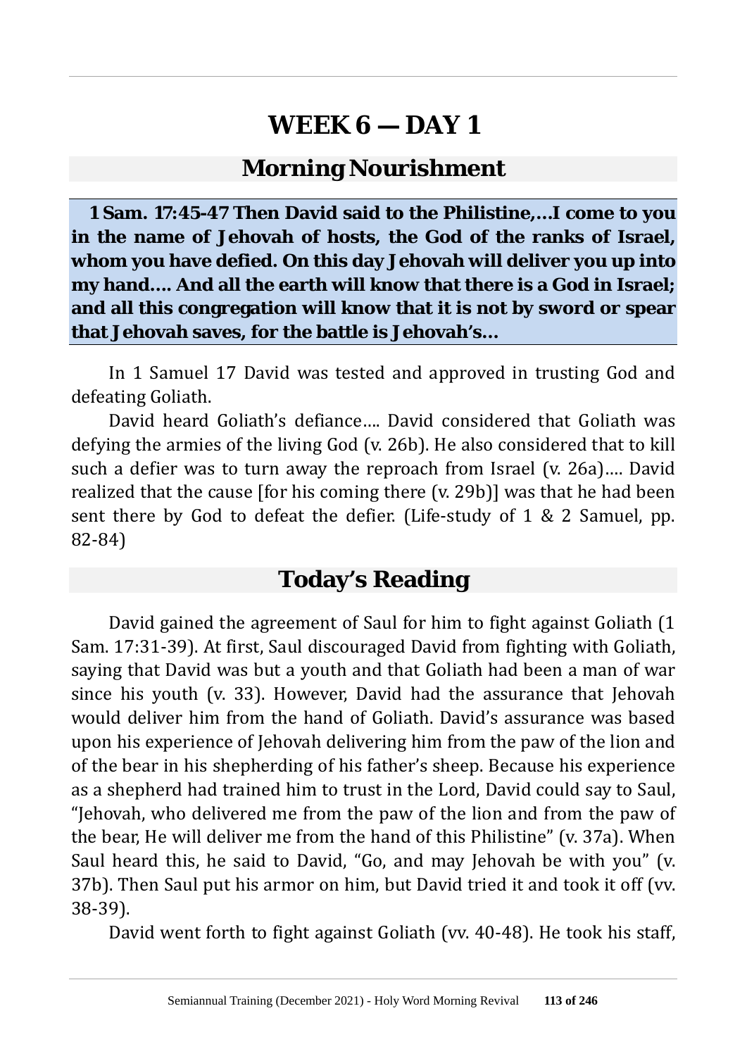# WEEK 6 — DAY 1

## Morning Nourishment

**1 Sam. 17:45-47 Then David said to the Philistine,…I come to you in the name of Jehovah of hosts, the God of the ranks of Israel, whom you have defied. On this day Jehovah will deliver you up into my hand…. And all the earth will know that there is a God in Israel; and all this congregation will know that it is not by sword or spear that Jehovah saves, for the battle is Jehovah's…**

In 1 Samuel 17 David was tested and approved in trusting God and defeating Goliath.

David heard Goliath's defiance…. David considered that Goliath was defying the armies of the living God (v. 26b). He also considered that to kill such a defier was to turn away the reproach from Israel (v. 26a)…. David realized that the cause [for his coming there (v. 29b)] was that he had been sent there by God to defeat the defier. (Life-study of 1 & 2 Samuel, pp. 82-84)

## Today's Reading

David gained the agreement of Saul for him to fight against Goliath (1 Sam. 17:31-39). At first, Saul discouraged David from fighting with Goliath, saying that David was but a youth and that Goliath had been a man of war since his youth (v. 33). However, David had the assurance that Jehovah would deliver him from the hand of Goliath. David's assurance was based upon his experience of Jehovah delivering him from the paw of the lion and of the bear in his shepherding of his father's sheep. Because his experience as a shepherd had trained him to trust in the Lord, David could say to Saul, "Jehovah, who delivered me from the paw of the lion and from the paw of the bear, He will deliver me from the hand of this Philistine" (v. 37a). When Saul heard this, he said to David, "Go, and may Jehovah be with you" (v. 37b). Then Saul put his armor on him, but David tried it and took it off (vv. 38-39).

David went forth to fight against Goliath (vv. 40-48). He took his staff,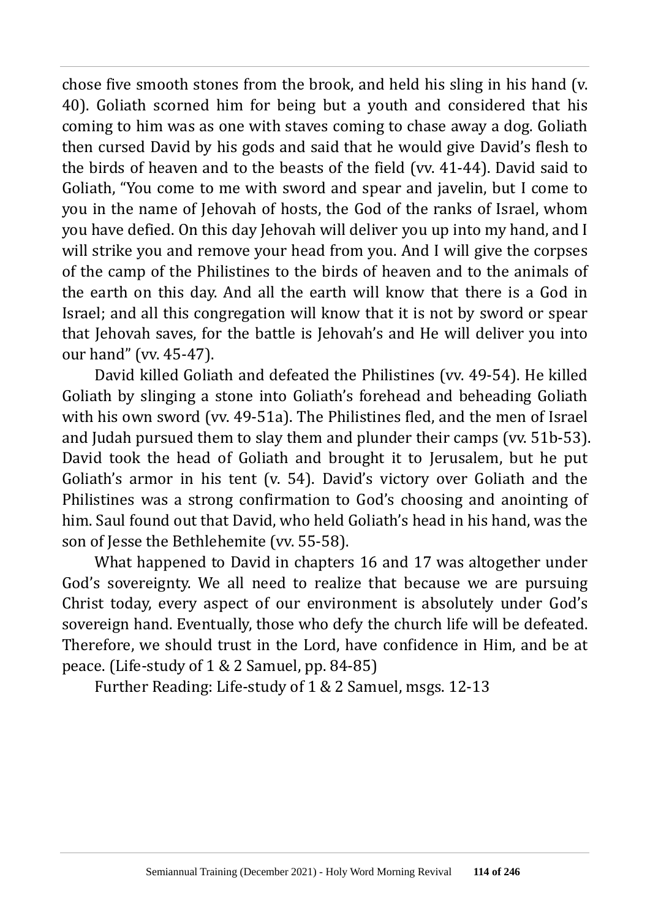chose five smooth stones from the brook, and held his sling in his hand (v. 40). Goliath scorned him for being but a youth and considered that his coming to him was as one with staves coming to chase away a dog. Goliath then cursed David by his gods and said that he would give David's flesh to the birds of heaven and to the beasts of the field (vv. 41-44). David said to Goliath, "You come to me with sword and spear and javelin, but I come to you in the name of Jehovah of hosts, the God of the ranks of Israel, whom you have defied. On this day Jehovah will deliver you up into my hand, and I will strike you and remove your head from you. And I will give the corpses of the camp of the Philistines to the birds of heaven and to the animals of the earth on this day. And all the earth will know that there is a God in Israel; and all this congregation will know that it is not by sword or spear that Jehovah saves, for the battle is Jehovah's and He will deliver you into our hand" (vv. 45-47).

David killed Goliath and defeated the Philistines (vv. 49-54). He killed Goliath by slinging a stone into Goliath's forehead and beheading Goliath with his own sword (vv. 49-51a). The Philistines fled, and the men of Israel and Judah pursued them to slay them and plunder their camps (vv. 51b-53). David took the head of Goliath and brought it to Jerusalem, but he put Goliath's armor in his tent (v. 54). David's victory over Goliath and the Philistines was a strong confirmation to God's choosing and anointing of him. Saul found out that David, who held Goliath's head in his hand, was the son of Jesse the Bethlehemite (vv. 55-58).

What happened to David in chapters 16 and 17 was altogether under God's sovereignty. We all need to realize that because we are pursuing Christ today, every aspect of our environment is absolutely under God's sovereign hand. Eventually, those who defy the church life will be defeated. Therefore, we should trust in the Lord, have confidence in Him, and be at peace. (Life-study of 1 & 2 Samuel, pp. 84-85)

Further Reading: Life-study of 1 & 2 Samuel, msgs. 12-13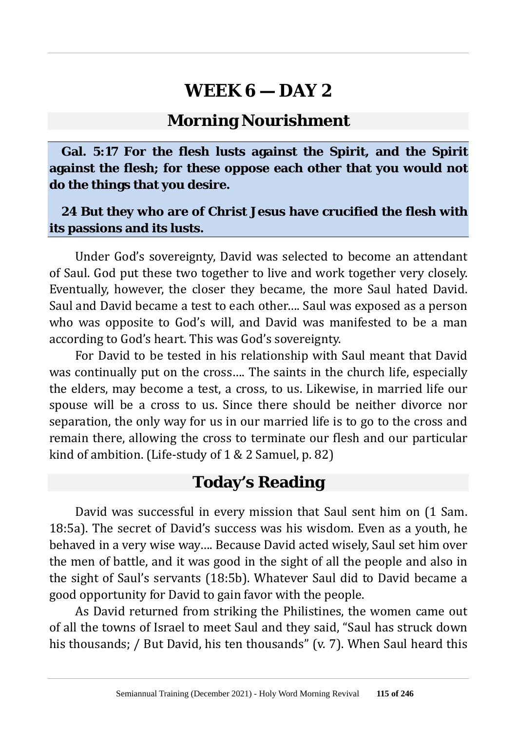# WEEK 6 — DAY 2

## Morning Nourishment

**Gal. 5:17 For the flesh lusts against the Spirit, and the Spirit against the flesh; for these oppose each other that you would not do the things that you desire.**

**24 But they who are of Christ Jesus have crucified the flesh with its passions and its lusts.**

Under God's sovereignty, David was selected to become an attendant of Saul. God put these two together to live and work together very closely. Eventually, however, the closer they became, the more Saul hated David. Saul and David became a test to each other.... Saul was exposed as a person who was opposite to God's will, and David was manifested to be a man according to God's heart. This was God's sovereignty.

For David to be tested in his relationship with Saul meant that David was continually put on the cross.... The saints in the church life, especially the elders, may become a test, a cross, to us. Likewise, in married life our spouse will be a cross to us. Since there should be neither divorce nor separation, the only way for us in our married life is to go to the cross and remain there, allowing the cross to terminate our flesh and our particular kind of ambition. (Life-study of 1 & 2 Samuel, p. 82)

## Today's Reading

David was successful in every mission that Saul sent him on (1 Sam. 18:5a). The secret of David's success was his wisdom. Even as a youth, he behaved in a very wise way.... Because David acted wisely, Saul set him over the men of battle, and it was good in the sight of all the people and also in the sight of Saul's servants (18:5b). Whatever Saul did to David became a good opportunity for David to gain favor with the people.

As David returned from striking the Philistines, the women came out of all the towns of Israel to meet Saul and they said, "Saul has struck down his thousands; / But David, his ten thousands" (v. 7). When Saul heard this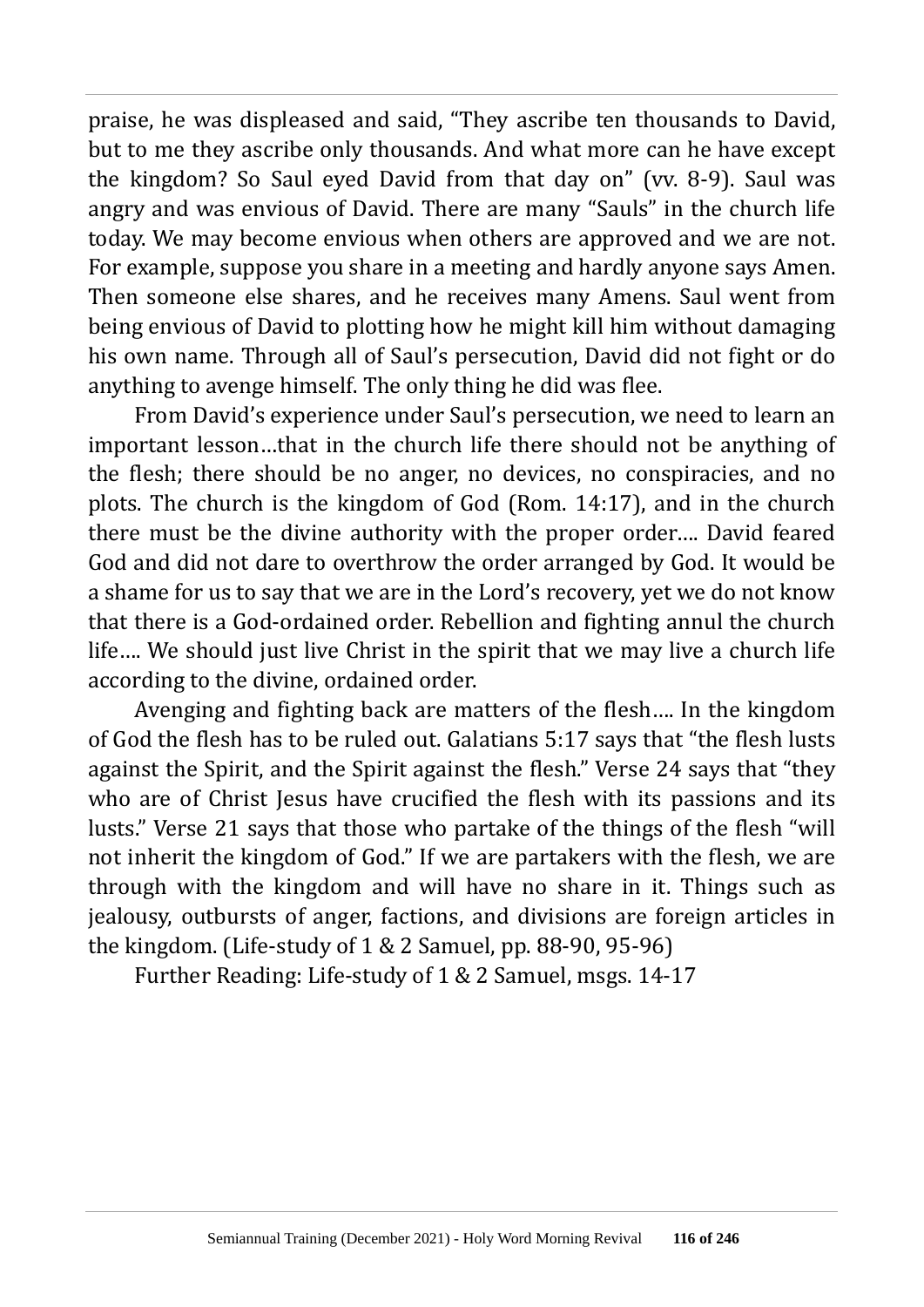praise, he was displeased and said, "They ascribe ten thousands to David, but to me they ascribe only thousands. And what more can he have except the kingdom? So Saul eyed David from that day on" (vv. 8-9). Saul was angry and was envious of David. There are many "Sauls" in the church life today. We may become envious when others are approved and we are not. For example, suppose you share in a meeting and hardly anyone says Amen. Then someone else shares, and he receives many Amens. Saul went from being envious of David to plotting how he might kill him without damaging his own name. Through all of Saul's persecution, David did not fight or do anything to avenge himself. The only thing he did was flee.

From David's experience under Saul's persecution, we need to learn an important lesson…that in the church life there should not be anything of the flesh; there should be no anger, no devices, no conspiracies, and no plots. The church is the kingdom of God (Rom. 14:17), and in the church there must be the divine authority with the proper order…. David feared God and did not dare to overthrow the order arranged by God. It would be a shame for us to say that we are in the Lord's recovery, yet we do not know that there is a God-ordained order. Rebellion and fighting annul the church life…. We should just live Christ in the spirit that we may live a church life according to the divine, ordained order.

Avenging and fighting back are matters of the flesh…. In the kingdom of God the flesh has to be ruled out. Galatians 5:17 says that "the flesh lusts against the Spirit, and the Spirit against the flesh." Verse 24 says that "they who are of Christ Jesus have crucified the flesh with its passions and its lusts." Verse 21 says that those who partake of the things of the flesh "will not inherit the kingdom of God." If we are partakers with the flesh, we are through with the kingdom and will have no share in it. Things such as jealousy, outbursts of anger, factions, and divisions are foreign articles in the kingdom. (Life-study of 1 & 2 Samuel, pp. 88-90, 95-96)

Further Reading: Life-study of 1 & 2 Samuel, msgs. 14-17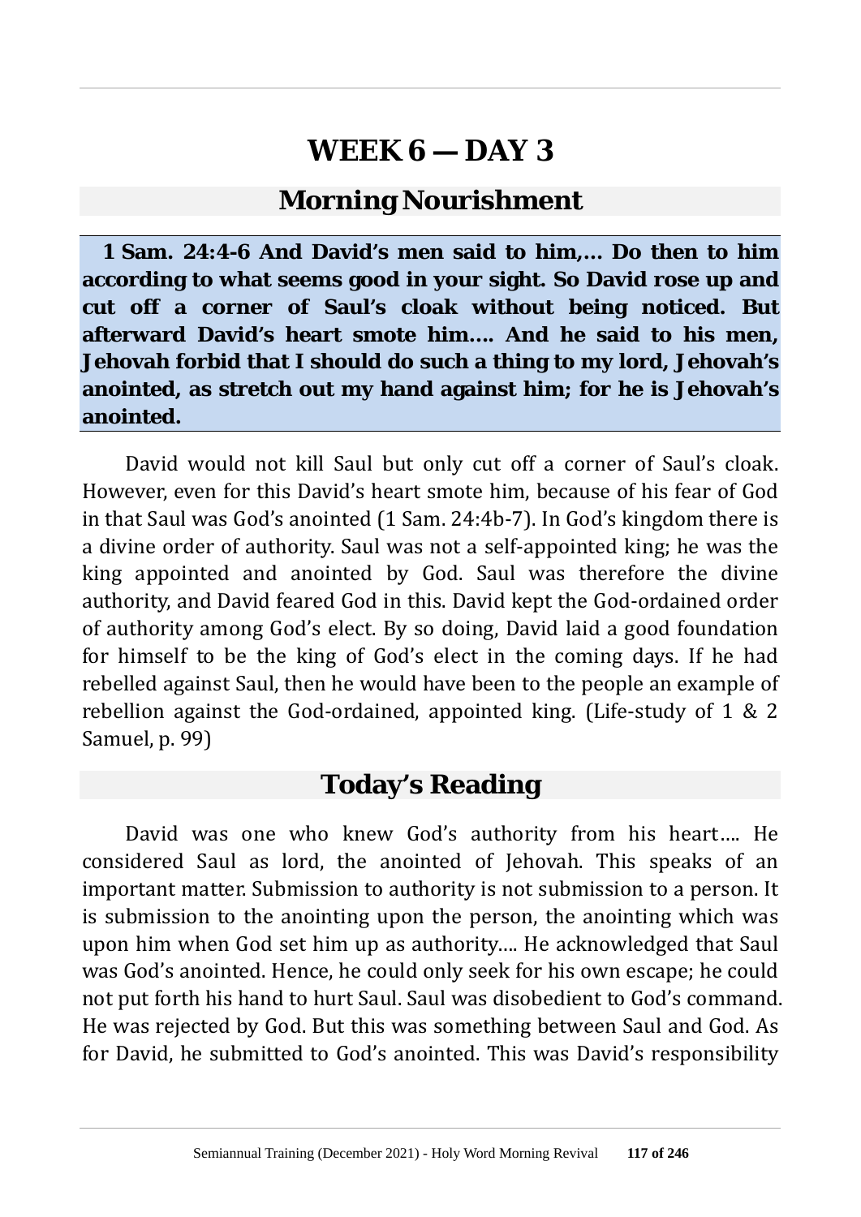# WEEK 6 — DAY 3

## Morning Nourishment

**1 Sam. 24:4-6 And David's men said to him,… Do then to him according to what seems good in your sight. So David rose up and cut off a corner of Saul's cloak without being noticed. But afterward David's heart smote him…. And he said to his men, Jehovah forbid that I should do such a thing to my lord, Jehovah's anointed, as stretch out my hand against him; for he is Jehovah's anointed.**

David would not kill Saul but only cut off a corner of Saul's cloak. However, even for this David's heart smote him, because of his fear of God in that Saul was God's anointed (1 Sam. 24:4b-7). In God's kingdom there is a divine order of authority. Saul was not a self-appointed king; he was the king appointed and anointed by God. Saul was therefore the divine authority, and David feared God in this. David kept the God-ordained order of authority among God's elect. By so doing, David laid a good foundation for himself to be the king of God's elect in the coming days. If he had rebelled against Saul, then he would have been to the people an example of rebellion against the God-ordained, appointed king. (Life-study of 1 & 2 Samuel, p. 99)

## Today's Reading

David was one who knew God's authority from his heart…. He considered Saul as lord, the anointed of Jehovah. This speaks of an important matter. Submission to authority is not submission to a person. It is submission to the anointing upon the person, the anointing which was upon him when God set him up as authority…. He acknowledged that Saul was God's anointed. Hence, he could only seek for his own escape; he could not put forth his hand to hurt Saul. Saul was disobedient to God's command. He was rejected by God. But this was something between Saul and God. As for David, he submitted to God's anointed. This was David's responsibility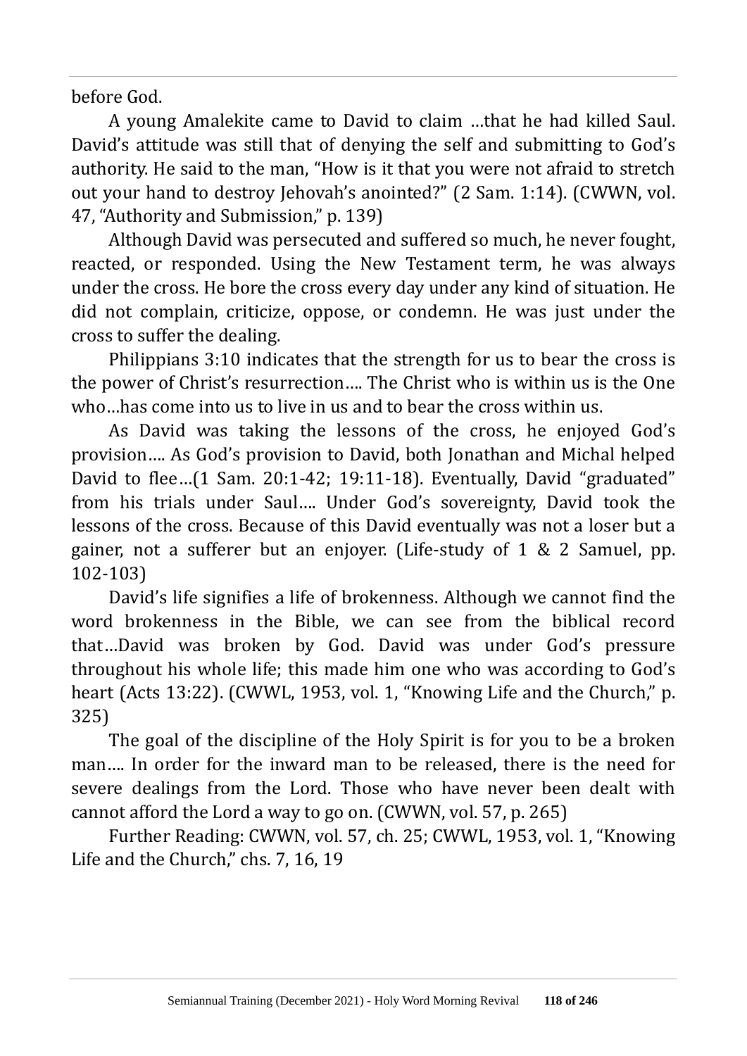before God.

A young Amalekite came to David to claim …that he had killed Saul. David's attitude was still that of denying the self and submitting to God's authority. He said to the man, "How is it that you were not afraid to stretch out your hand to destroy Jehovah's anointed?" (2 Sam. 1:14). (CWWN, vol. 47, "Authority and Submission," p. 139)

Although David was persecuted and suffered so much, he never fought, reacted, or responded. Using the New Testament term, he was always under the cross. He bore the cross every day under any kind of situation. He did not complain, criticize, oppose, or condemn. He was just under the cross to suffer the dealing.

Philippians 3:10 indicates that the strength for us to bear the cross is the power of Christ's resurrection…. The Christ who is within us is the One who…has come into us to live in us and to bear the cross within us.

As David was taking the lessons of the cross, he enjoyed God's provision…. As God's provision to David, both Jonathan and Michal helped David to flee…(1 Sam. 20:1-42; 19:11-18). Eventually, David "graduated" from his trials under Saul…. Under God's sovereignty, David took the lessons of the cross. Because of this David eventually was not a loser but a gainer, not a sufferer but an enjoyer. (Life-study of 1 & 2 Samuel, pp. 102-103)

David's life signifies a life of brokenness. Although we cannot find the word brokenness in the Bible, we can see from the biblical record that…David was broken by God. David was under God's pressure throughout his whole life; this made him one who was according to God's heart (Acts 13:22). (CWWL, 1953, vol. 1, "Knowing Life and the Church," p. 325)

The goal of the discipline of the Holy Spirit is for you to be a broken man…. In order for the inward man to be released, there is the need for severe dealings from the Lord. Those who have never been dealt with cannot afford the Lord a way to go on. (CWWN, vol. 57, p. 265)

Further Reading: CWWN, vol. 57, ch. 25; CWWL, 1953, vol. 1, "Knowing Life and the Church," chs. 7, 16, 19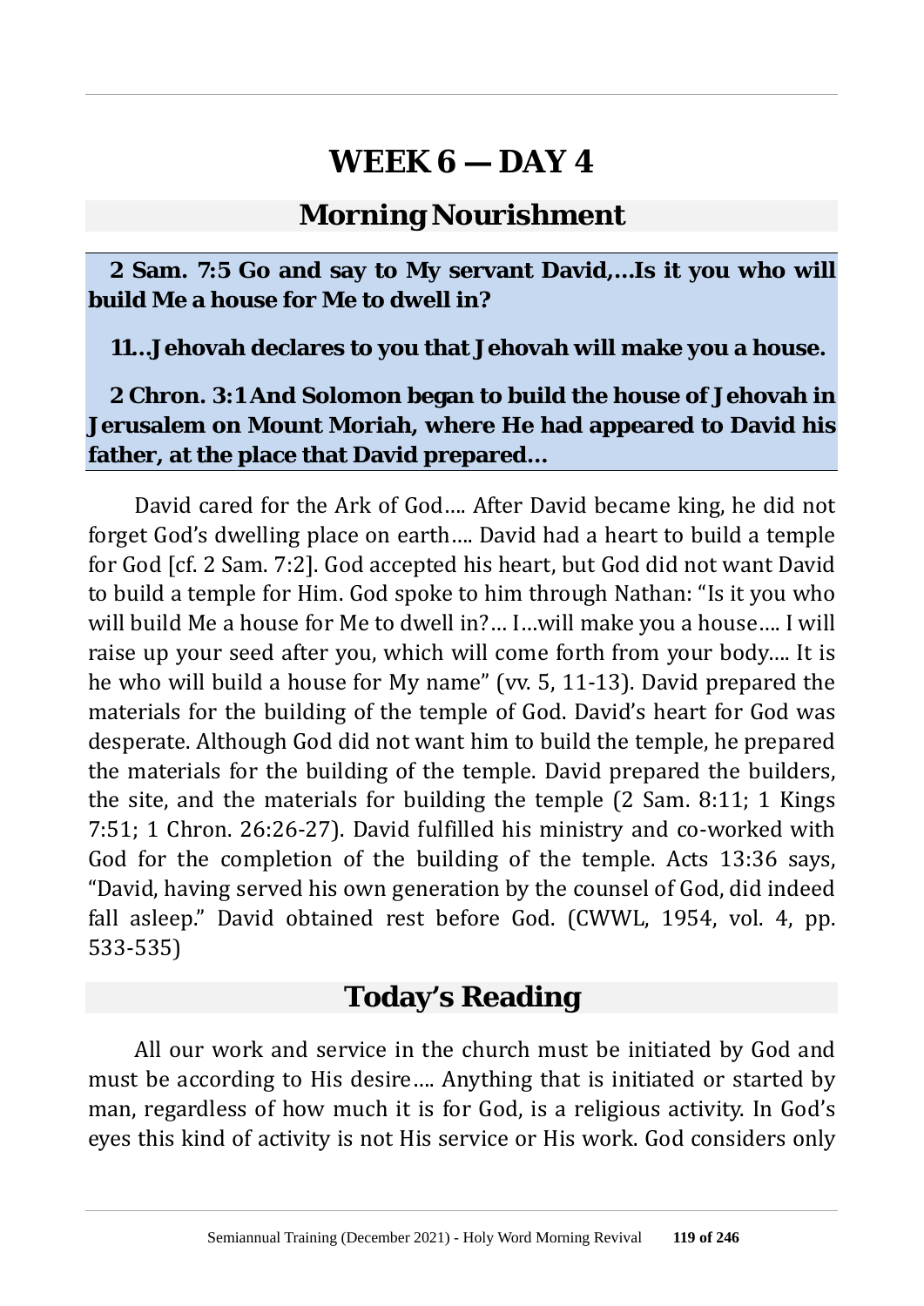# WEEK 6 — DAY 4

## Morning Nourishment

**2 Sam. 7:5 Go and say to My servant David,...Is it you who will build Me a house for Me to dwell in?**

**11...Jehovah declares to you that Jehovah will make you a house.**

**2 Chron. 3:1 And Solomon began to build the house of Jehovah in Jerusalem on Mount Moriah, where He had appeared to David his father, at the place that David prepared...**

David cared for the Ark of God.... After David became king, he did not forget God's dwelling place on earth.... David had a heart to build a temple for God [cf. 2 Sam. 7:2]. God accepted his heart, but God did not want David to build a temple for Him. God spoke to him through Nathan: "Is it you who will build Me a house for Me to dwell in?... I...will make you a house.... I will raise up your seed after you, which will come forth from your body.... It is he who will build a house for My name" (vv. 5, 11-13). David prepared the materials for the building of the temple of God. David's heart for God was desperate. Although God did not want him to build the temple, he prepared the materials for the building of the temple. David prepared the builders, the site, and the materials for building the temple (2 Sam. 8:11; 1 Kings 7:51; 1 Chron. 26:26-27). David fulfilled his ministry and co-worked with God for the completion of the building of the temple. Acts 13:36 says, "David, having served his own generation by the counsel of God, did indeed fall asleep." David obtained rest before God. (CWWL, 1954, vol. 4, pp. 533-535)

## Today's Reading

All our work and service in the church must be initiated by God and must be according to His desire.... Anything that is initiated or started by man, regardless of how much it is for God, is a religious activity. In God's eyes this kind of activity is not His service or His work. God considers only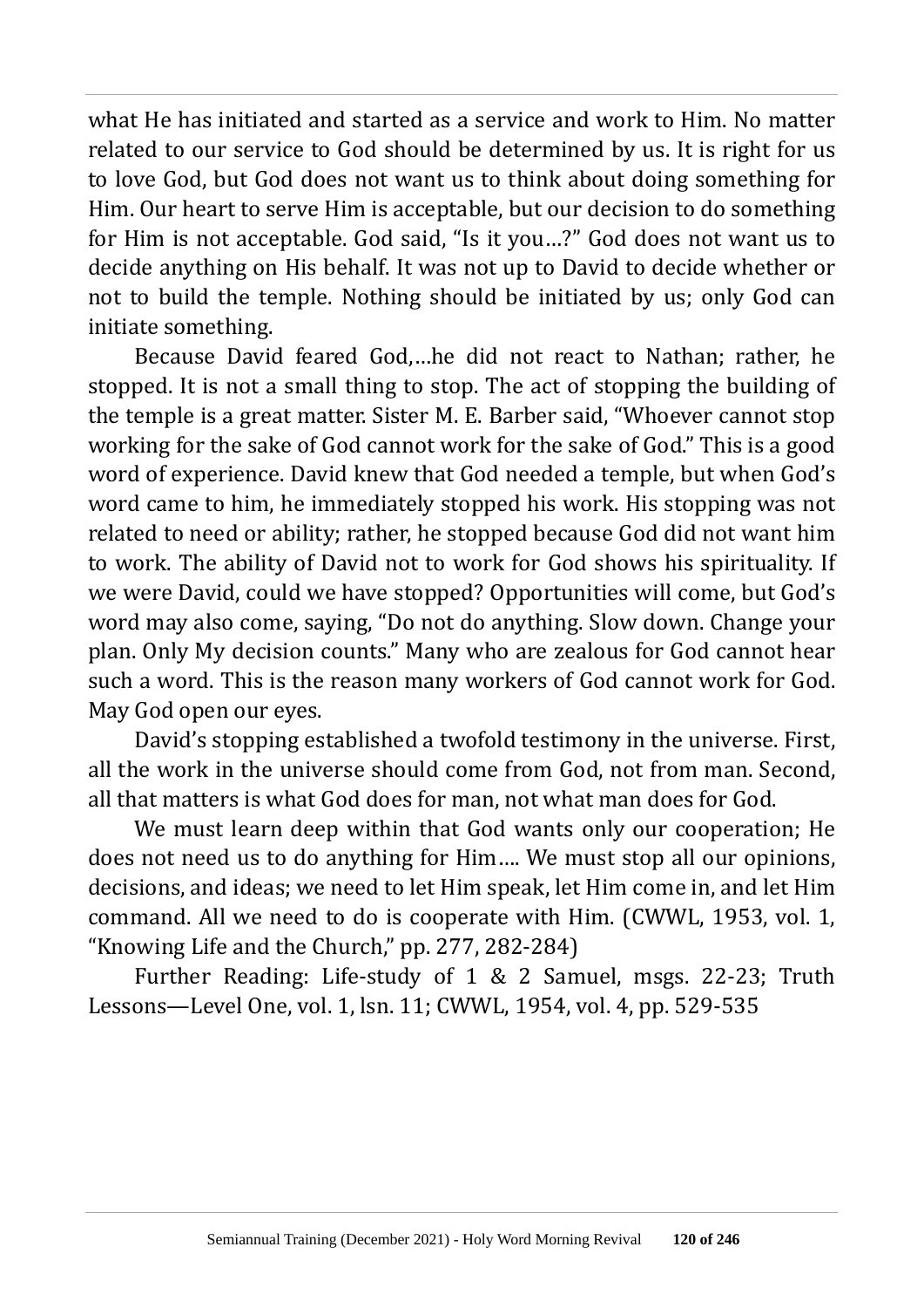what He has initiated and started as a service and work to Him. No matter related to our service to God should be determined by us. It is right for us to love God, but God does not want us to think about doing something for Him. Our heart to serve Him is acceptable, but our decision to do something for Him is not acceptable. God said, "Is it you…?" God does not want us to decide anything on His behalf. It was not up to David to decide whether or not to build the temple. Nothing should be initiated by us; only God can initiate something.

Because David feared God,…he did not react to Nathan; rather, he stopped. It is not a small thing to stop. The act of stopping the building of the temple is a great matter. Sister M. E. Barber said, "Whoever cannot stop working for the sake of God cannot work for the sake of God." This is a good word of experience. David knew that God needed a temple, but when God's word came to him, he immediately stopped his work. His stopping was not related to need or ability; rather, he stopped because God did not want him to work. The ability of David not to work for God shows his spirituality. If we were David, could we have stopped? Opportunities will come, but God's word may also come, saying, "Do not do anything. Slow down. Change your plan. Only My decision counts." Many who are zealous for God cannot hear such a word. This is the reason many workers of God cannot work for God. May God open our eyes.

David's stopping established a twofold testimony in the universe. First, all the work in the universe should come from God, not from man. Second, all that matters is what God does for man, not what man does for God.

We must learn deep within that God wants only our cooperation; He does not need us to do anything for Him…. We must stop all our opinions, decisions, and ideas; we need to let Him speak, let Him come in, and let Him command. All we need to do is cooperate with Him. (CWWL, 1953, vol. 1, "Knowing Life and the Church," pp. 277, 282-284)

Further Reading: Life-study of 1 & 2 Samuel, msgs. 22-23; Truth Lessons—Level One, vol. 1, lsn. 11; CWWL, 1954, vol. 4, pp. 529-535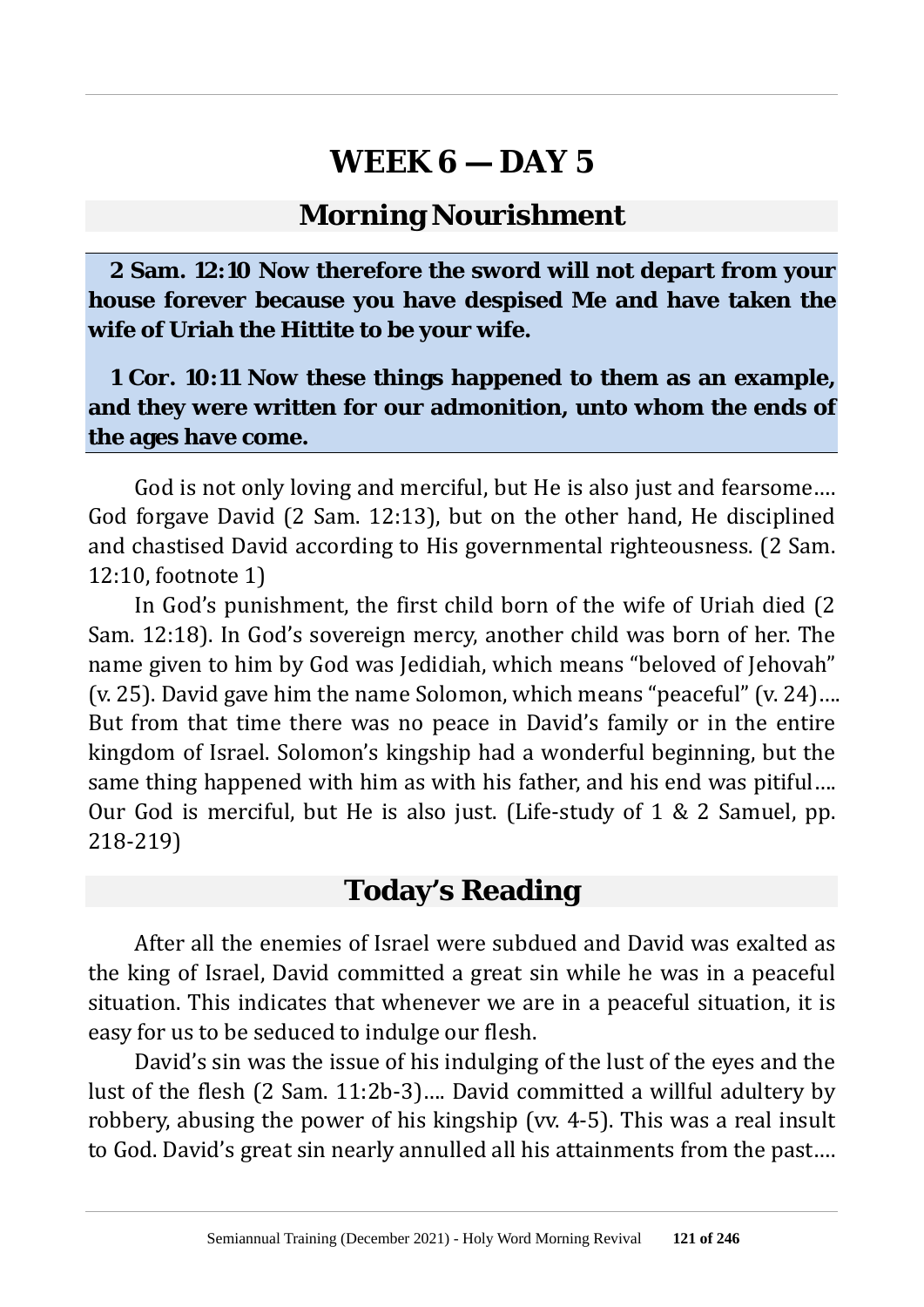# WEEK 6 — DAY 5

## Morning Nourishment

**2 Sam. 12:10 Now therefore the sword will not depart from your house forever because you have despised Me and have taken the wife of Uriah the Hittite to be your wife.**

**1 Cor. 10:11 Now these things happened to them as an example, and they were written for our admonition, unto whom the ends of the ages have come.**

God is not only loving and merciful, but He is also just and fearsome…. God forgave David (2 Sam. 12:13), but on the other hand, He disciplined and chastised David according to His governmental righteousness. (2 Sam. 12:10, footnote 1)

In God's punishment, the first child born of the wife of Uriah died (2 Sam. 12:18). In God's sovereign mercy, another child was born of her. The name given to him by God was Jedidiah, which means "beloved of Jehovah" (v. 25). David gave him the name Solomon, which means "peaceful" (v. 24)…. But from that time there was no peace in David's family or in the entire kingdom of Israel. Solomon's kingship had a wonderful beginning, but the same thing happened with him as with his father, and his end was pitiful…. Our God is merciful, but He is also just. (Life-study of 1 & 2 Samuel, pp. 218-219)

## Today's Reading

After all the enemies of Israel were subdued and David was exalted as the king of Israel, David committed a great sin while he was in a peaceful situation. This indicates that whenever we are in a peaceful situation, it is easy for us to be seduced to indulge our flesh.

David's sin was the issue of his indulging of the lust of the eyes and the lust of the flesh (2 Sam. 11:2b-3)…. David committed a willful adultery by robbery, abusing the power of his kingship (vv. 4-5). This was a real insult to God. David's great sin nearly annulled all his attainments from the past….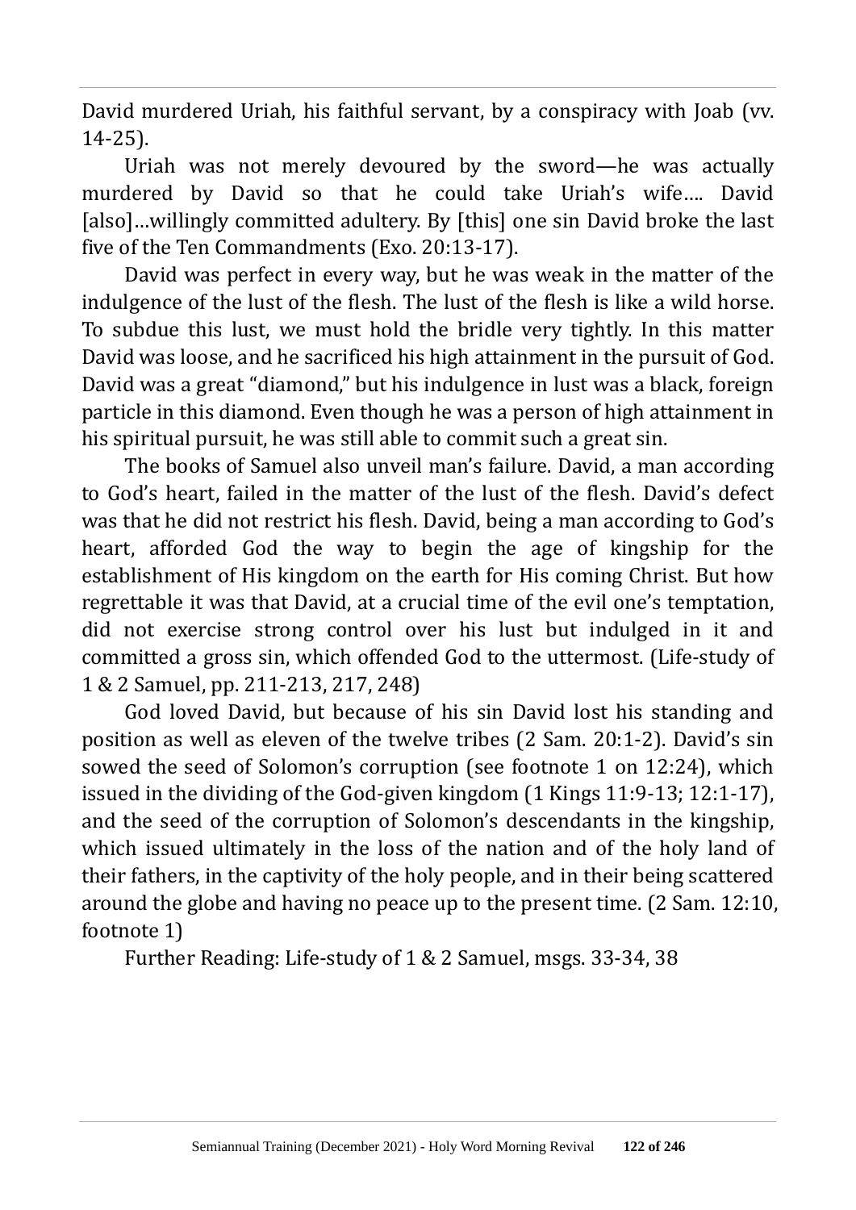David murdered Uriah, his faithful servant, by a conspiracy with Joab (vv. 14-25).

Uriah was not merely devoured by the sword—he was actually murdered by David so that he could take Uriah's wife…. David [also]…willingly committed adultery. By [this] one sin David broke the last five of the Ten Commandments (Exo. 20:13-17).

David was perfect in every way, but he was weak in the matter of the indulgence of the lust of the flesh. The lust of the flesh is like a wild horse. To subdue this lust, we must hold the bridle very tightly. In this matter David was loose, and he sacrificed his high attainment in the pursuit of God. David was a great "diamond," but his indulgence in lust was a black, foreign particle in this diamond. Even though he was a person of high attainment in his spiritual pursuit, he was still able to commit such a great sin.

The books of Samuel also unveil man's failure. David, a man according to God's heart, failed in the matter of the lust of the flesh. David's defect was that he did not restrict his flesh. David, being a man according to God's heart, afforded God the way to begin the age of kingship for the establishment of His kingdom on the earth for His coming Christ. But how regrettable it was that David, at a crucial time of the evil one's temptation, did not exercise strong control over his lust but indulged in it and committed a gross sin, which offended God to the uttermost. (Life-study of 1 & 2 Samuel, pp. 211-213, 217, 248)

God loved David, but because of his sin David lost his standing and position as well as eleven of the twelve tribes (2 Sam. 20:1-2). David's sin sowed the seed of Solomon's corruption (see footnote 1 on 12:24), which issued in the dividing of the God-given kingdom (1 Kings 11:9-13; 12:1-17), and the seed of the corruption of Solomon's descendants in the kingship, which issued ultimately in the loss of the nation and of the holy land of their fathers, in the captivity of the holy people, and in their being scattered around the globe and having no peace up to the present time. (2 Sam. 12:10, footnote 1)

Further Reading: Life-study of 1 & 2 Samuel, msgs. 33-34, 38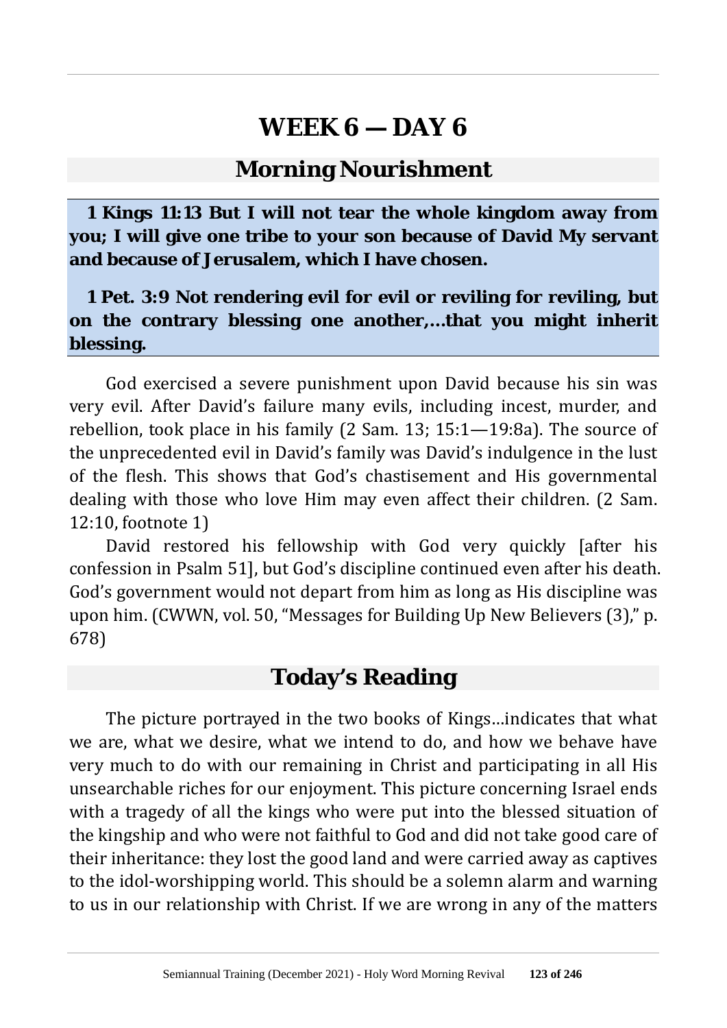# WEEK 6 — DAY 6

## Morning Nourishment

**1 Kings 11:13 But I will not tear the whole kingdom away from you; I will give one tribe to your son because of David My servant and because of Jerusalem, which I have chosen.**

**1 Pet. 3:9 Not rendering evil for evil or reviling for reviling, but on the contrary blessing one another,...that you might inherit blessing.**

God exercised a severe punishment upon David because his sin was very evil. After David's failure many evils, including incest, murder, and rebellion, took place in his family (2 Sam. 13; 15:1—19:8a). The source of the unprecedented evil in David's family was David's indulgence in the lust of the flesh. This shows that God's chastisement and His governmental dealing with those who love Him may even affect their children. (2 Sam. 12:10, footnote 1)

David restored his fellowship with God very quickly [after his confession in Psalm 51], but God's discipline continued even after his death. God's government would not depart from him as long as His discipline was upon him. (CWWN, vol. 50, "Messages for Building Up New Believers (3)," p. 678)

## Today's Reading

The picture portrayed in the two books of Kings...indicates that what we are, what we desire, what we intend to do, and how we behave have very much to do with our remaining in Christ and participating in all His unsearchable riches for our enjoyment. This picture concerning Israel ends with a tragedy of all the kings who were put into the blessed situation of the kingship and who were not faithful to God and did not take good care of their inheritance: they lost the good land and were carried away as captives to the idol-worshipping world. This should be a solemn alarm and warning to us in our relationship with Christ. If we are wrong in any of the matters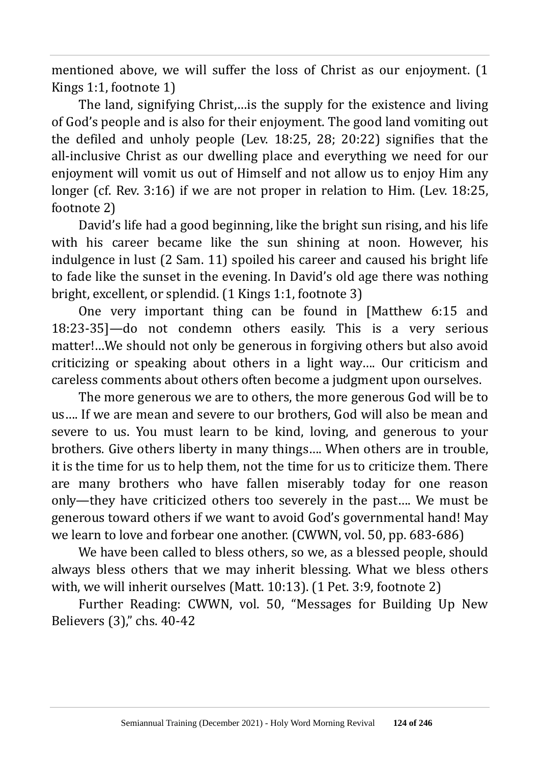mentioned above, we will suffer the loss of Christ as our enjoyment. (1 Kings 1:1, footnote 1)

The land, signifying Christ,…is the supply for the existence and living of God's people and is also for their enjoyment. The good land vomiting out the defiled and unholy people (Lev. 18:25, 28; 20:22) signifies that the all-inclusive Christ as our dwelling place and everything we need for our enjoyment will vomit us out of Himself and not allow us to enjoy Him any longer (cf. Rev. 3:16) if we are not proper in relation to Him. (Lev. 18:25, footnote 2)

David's life had a good beginning, like the bright sun rising, and his life with his career became like the sun shining at noon. However, his indulgence in lust (2 Sam. 11) spoiled his career and caused his bright life to fade like the sunset in the evening. In David's old age there was nothing bright, excellent, or splendid. (1 Kings 1:1, footnote 3)

One very important thing can be found in [Matthew 6:15 and 18:23-35]—do not condemn others easily. This is a very serious matter!…We should not only be generous in forgiving others but also avoid criticizing or speaking about others in a light way…. Our criticism and careless comments about others often become a judgment upon ourselves.

The more generous we are to others, the more generous God will be to us…. If we are mean and severe to our brothers, God will also be mean and severe to us. You must learn to be kind, loving, and generous to your brothers. Give others liberty in many things…. When others are in trouble, it is the time for us to help them, not the time for us to criticize them. There are many brothers who have fallen miserably today for one reason only—they have criticized others too severely in the past…. We must be generous toward others if we want to avoid God's governmental hand! May we learn to love and forbear one another. (CWWN, vol. 50, pp. 683-686)

We have been called to bless others, so we, as a blessed people, should always bless others that we may inherit blessing. What we bless others with, we will inherit ourselves (Matt. 10:13). (1 Pet. 3:9, footnote 2)

Further Reading: CWWN, vol. 50, "Messages for Building Up New Believers (3)," chs. 40-42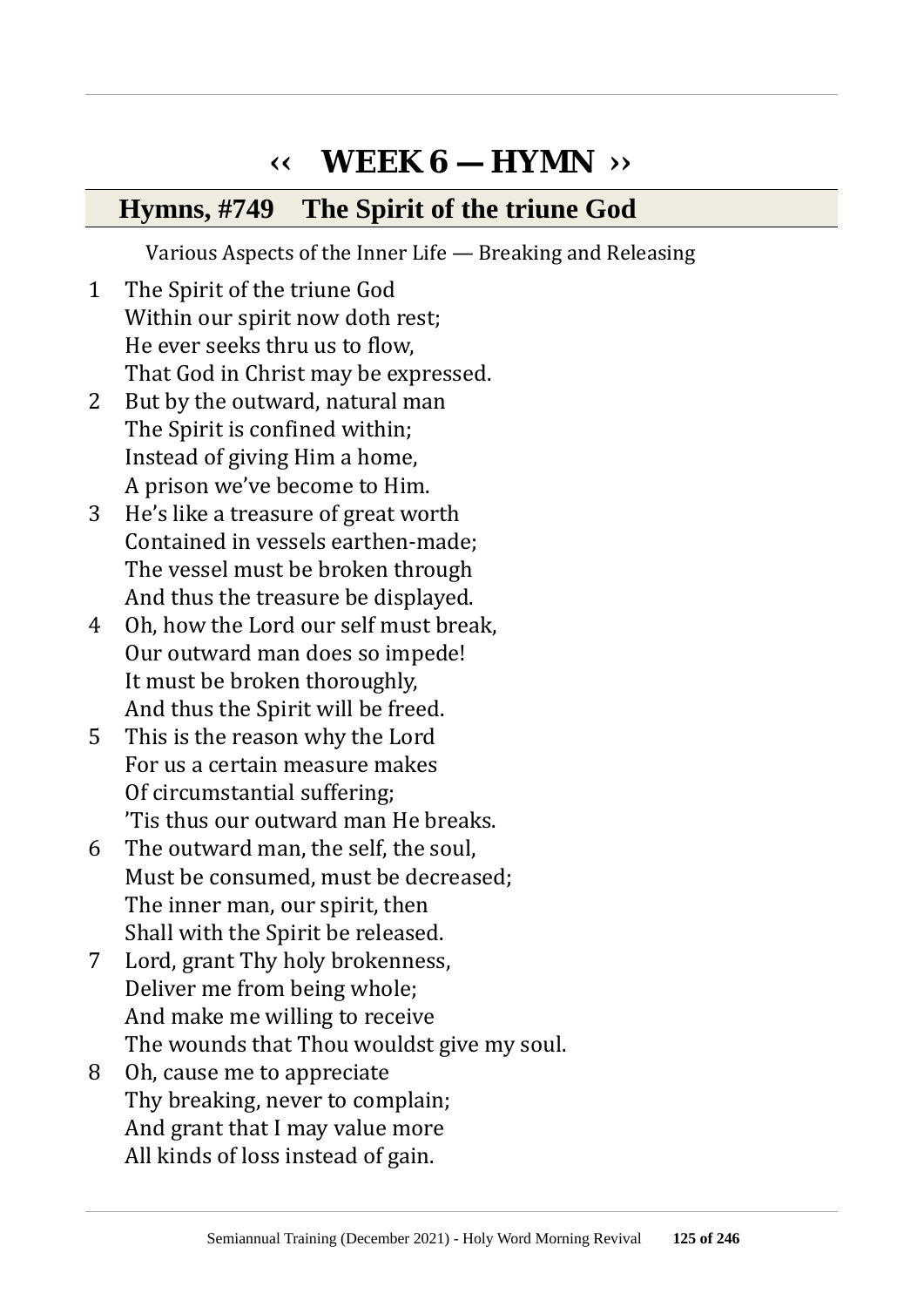# ‹‹ WEEK 6 — HYMN ››

## Hymns, #749 The Spirit of the triune God

Various Aspects of the Inner Life — Breaking and Releasing

1 The Spirit of the triune God
Within our spirit now doth rest;
He ever seeks thru us to flow,
That God in Christ may be expressed.

2 But by the outward, natural man
The Spirit is confined within;
Instead of giving Him a home,
A prison we've become to Him.

3 He's like a treasure of great worth
Contained in vessels earthen-made;
The vessel must be broken through
And thus the treasure be displayed.

4 Oh, how the Lord our self must break,
Our outward man does so impede!
It must be broken thoroughly,
And thus the Spirit will be freed.

5 This is the reason why the Lord
For us a certain measure makes
Of circumstantial suffering;
'Tis thus our outward man He breaks.

6 The outward man, the self, the soul,
Must be consumed, must be decreased;
The inner man, our spirit, then
Shall with the Spirit be released.

7 Lord, grant Thy holy brokenness,
Deliver me from being whole;
And make me willing to receive
The wounds that Thou wouldst give my soul.

8 Oh, cause me to appreciate
Thy breaking, never to complain;
And grant that I may value more
All kinds of loss instead of gain.